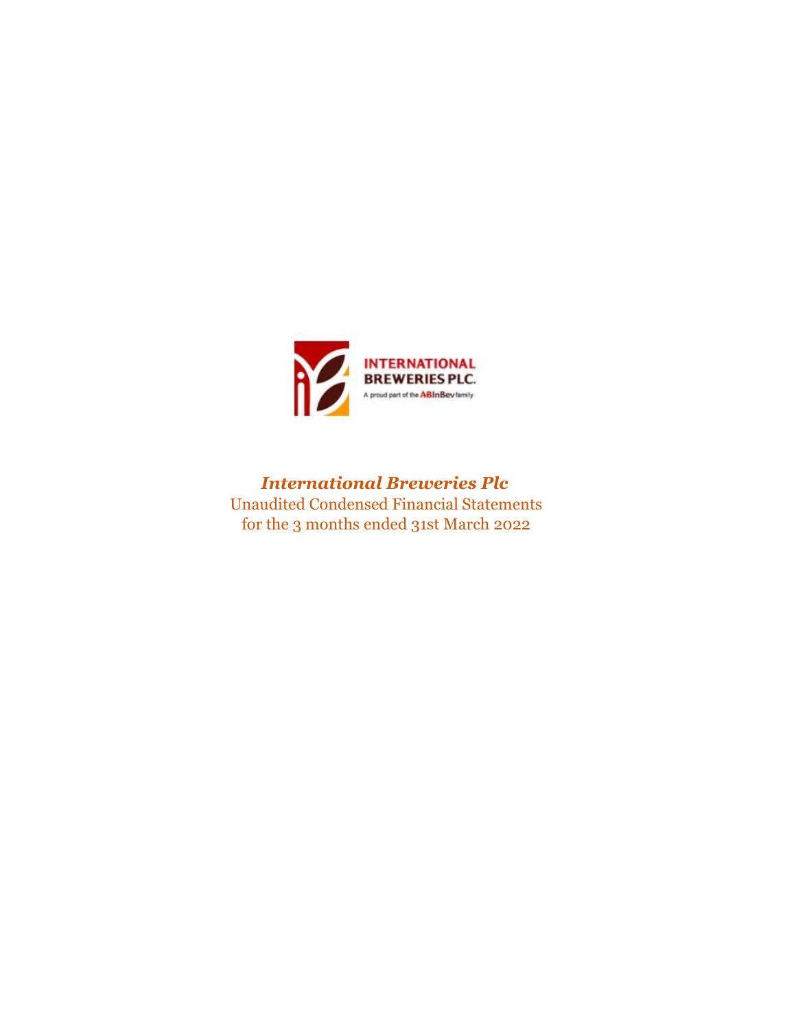INTERNATIONAL BREWERIES PLC.

A proud part of the ABInBev family

# *International Breweries Plc*

Unaudited Condensed Financial Statements
for the 3 months ended 31st March 2022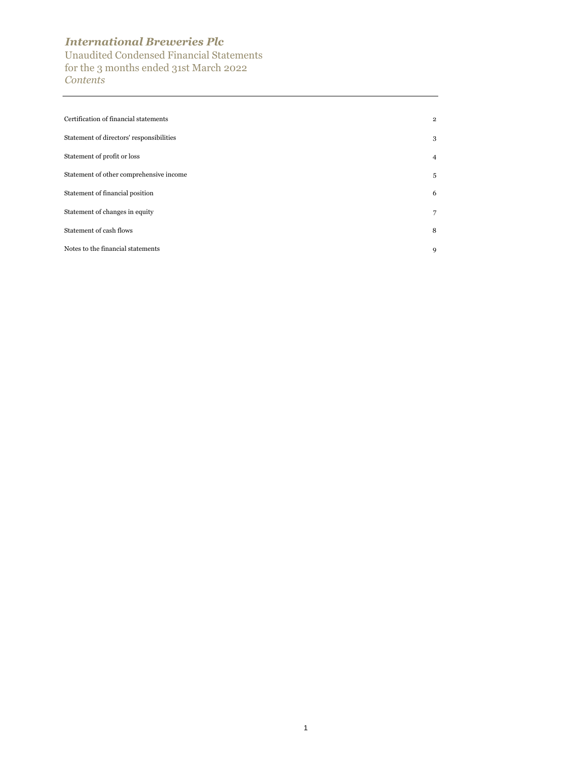# *International Breweries Plc*

Unaudited Condensed Financial Statements
for the 3 months ended 31st March 2022
*Contents*

| | |
|---|---|
| Certification of financial statements | 2 |
| Statement of directors' responsibilities | 3 |
| Statement of profit or loss | 4 |
| Statement of other comprehensive income | 5 |
| Statement of financial position | 6 |
| Statement of changes in equity | 7 |
| Statement of cash flows | 8 |
| Notes to the financial statements | 9 |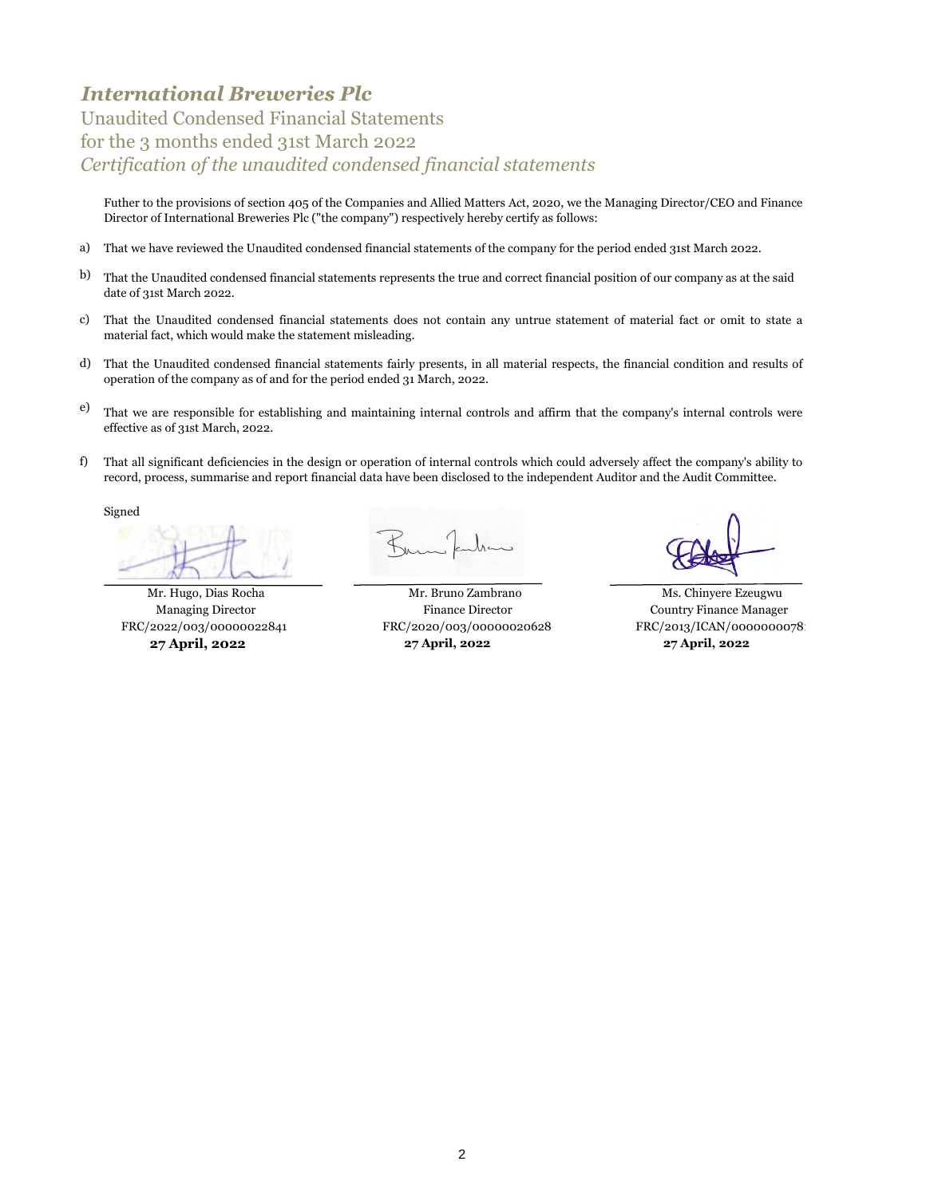# *International Breweries Plc*

## Unaudited Condensed Financial Statements
## for the 3 months ended 31st March 2022
## *Certification of the unaudited condensed financial statements*

Futher to the provisions of section 405 of the Companies and Allied Matters Act, 2020, we the Managing Director/CEO and Finance Director of International Breweries Plc ("the company") respectively hereby certify as follows:

a) That we have reviewed the Unaudited condensed financial statements of the company for the period ended 31st March 2022.

b) That the Unaudited condensed financial statements represents the true and correct financial position of our company as at the said date of 31st March 2022.

c) That the Unaudited condensed financial statements does not contain any untrue statement of material fact or omit to state a material fact, which would make the statement misleading.

d) That the Unaudited condensed financial statements fairly presents, in all material respects, the financial condition and results of operation of the company as of and for the period ended 31 March, 2022.

e) That we are responsible for establishing and maintaining internal controls and affirm that the company's internal controls were effective as of 31st March, 2022.

f) That all significant deficiencies in the design or operation of internal controls which could adversely affect the company's ability to record, process, summarise and report financial data have been disclosed to the independent Auditor and the Audit Committee.

Signed

| | | |
|---|---|---|
| Mr. Hugo, Dias Rocha | Mr. Bruno Zambrano | Ms. Chinyere Ezeugwu |
| Managing Director | Finance Director | Country Finance Manager |
| FRC/2022/003/00000022841 | FRC/2020/003/00000020628 | FRC/2013/ICAN/0000000078 |
| **27 April, 2022** | **27 April, 2022** | **27 April, 2022** |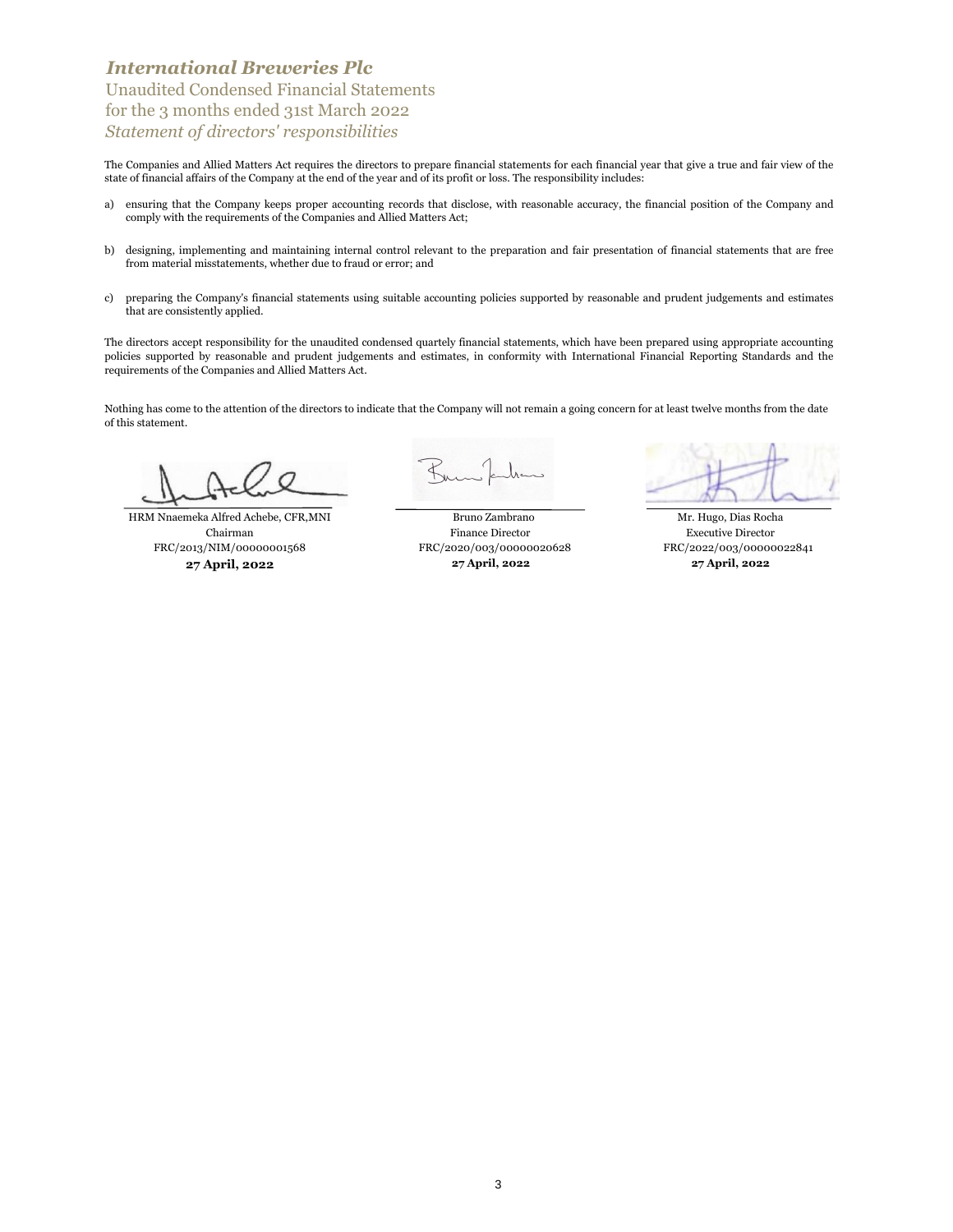# *International Breweries Plc*

Unaudited Condensed Financial Statements
for the 3 months ended 31st March 2022

*Statement of directors' responsibilities*

The Companies and Allied Matters Act requires the directors to prepare financial statements for each financial year that give a true and fair view of the state of financial affairs of the Company at the end of the year and of its profit or loss. The responsibility includes:

a) ensuring that the Company keeps proper accounting records that disclose, with reasonable accuracy, the financial position of the Company and comply with the requirements of the Companies and Allied Matters Act;

b) designing, implementing and maintaining internal control relevant to the preparation and fair presentation of financial statements that are free from material misstatements, whether due to fraud or error; and

c) preparing the Company's financial statements using suitable accounting policies supported by reasonable and prudent judgements and estimates that are consistently applied.

The directors accept responsibility for the unaudited condensed quartely financial statements, which have been prepared using appropriate accounting policies supported by reasonable and prudent judgements and estimates, in conformity with International Financial Reporting Standards and the requirements of the Companies and Allied Matters Act.

Nothing has come to the attention of the directors to indicate that the Company will not remain a going concern for at least twelve months from the date of this statement.

| | | |
|---|---|---|
| HRM Nnaemeka Alfred Achebe, CFR,MNI | Bruno Zambrano | Mr. Hugo, Dias Rocha |
| Chairman | Finance Director | Executive Director |
| FRC/2013/NIM/00000001568 | FRC/2020/003/00000020628 | FRC/2022/003/00000022841 |
| **27 April, 2022** | **27 April, 2022** | **27 April, 2022** |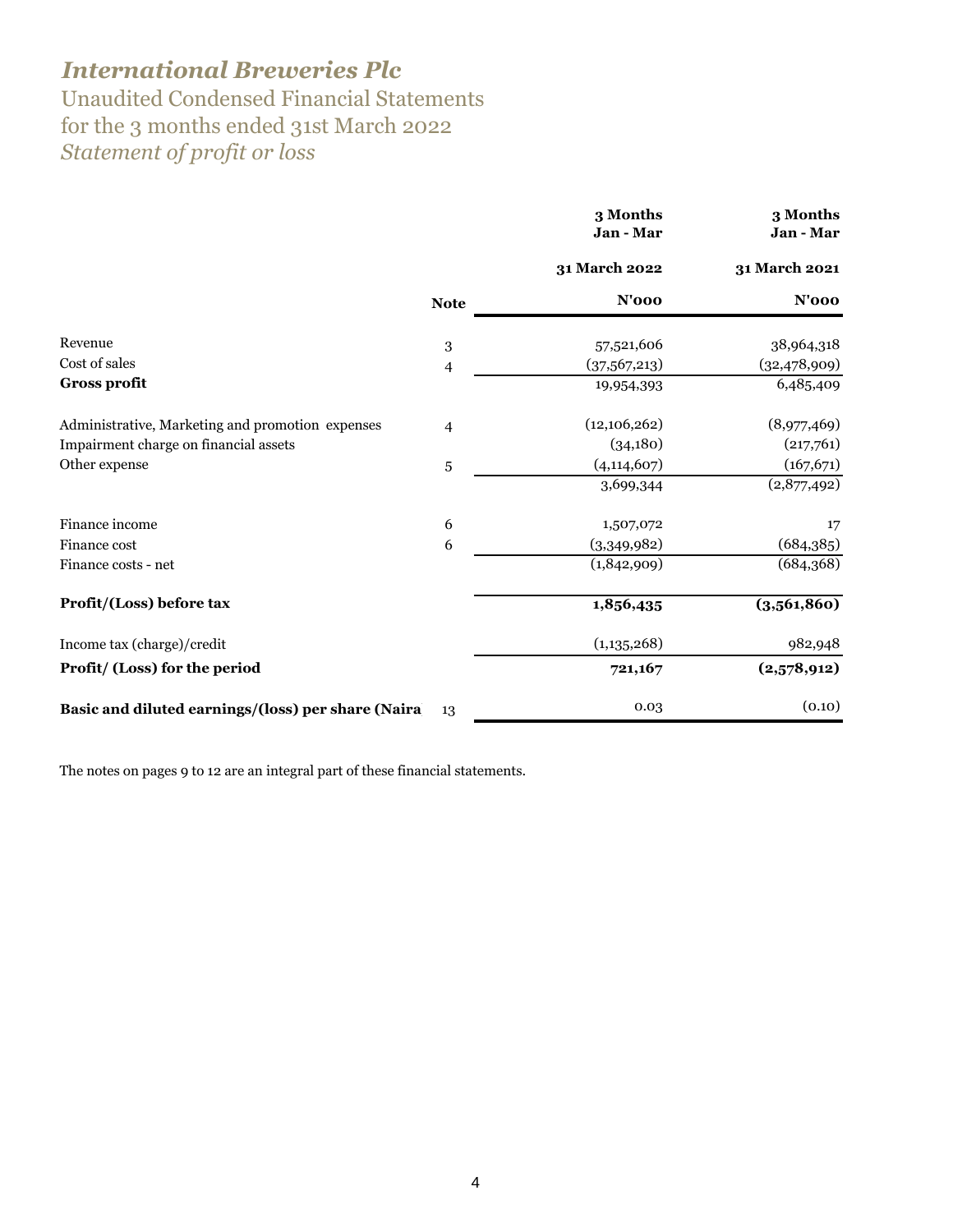# *International Breweries Plc*

Unaudited Condensed Financial Statements
for the 3 months ended 31st March 2022
*Statement of profit or loss*

| | Note | 3 Months Jan - Mar 31 March 2022 N'000 | 3 Months Jan - Mar 31 March 2021 N'000 |
|---|---|---|---|
| Revenue | 3 | 57,521,606 | 38,964,318 |
| Cost of sales | 4 | (37,567,213) | (32,478,909) |
| **Gross profit** | | 19,954,393 | 6,485,409 |
| Administrative, Marketing and promotion expenses | 4 | (12,106,262) | (8,977,469) |
| Impairment charge on financial assets | | (34,180) | (217,761) |
| Other expense | 5 | (4,114,607) | (167,671) |
| | | 3,699,344 | (2,877,492) |
| Finance income | 6 | 1,507,072 | 17 |
| Finance cost | 6 | (3,349,982) | (684,385) |
| Finance costs - net | | (1,842,909) | (684,368) |
| **Profit/(Loss) before tax** | | **1,856,435** | **(3,561,860)** |
| Income tax (charge)/credit | | (1,135,268) | 982,948 |
| **Profit/ (Loss) for the period** | | **721,167** | **(2,578,912)** |
| **Basic and diluted earnings/(loss) per share (Naira** | 13 | 0.03 | (0.10) |

The notes on pages 9 to 12 are an integral part of these financial statements.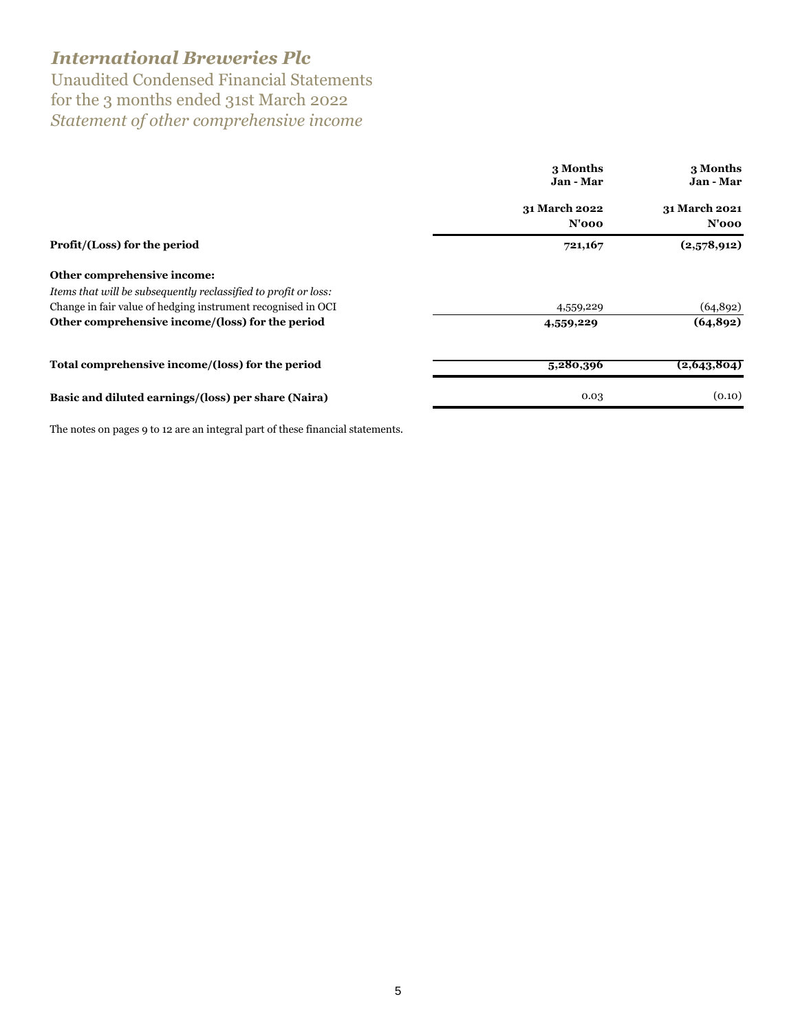# *International Breweries Plc*

Unaudited Condensed Financial Statements
for the 3 months ended 31st March 2022
*Statement of other comprehensive income*

| | 3 Months Jan - Mar<br>31 March 2022<br>N'000 | 3 Months Jan - Mar<br>31 March 2021<br>N'000 |
|---|---|---|
| **Profit/(Loss) for the period** | **721,167** | **(2,578,912)** |
| **Other comprehensive income:** | | |
| *Items that will be subsequently reclassified to profit or loss:* | | |
| Change in fair value of hedging instrument recognised in OCI | 4,559,229 | (64,892) |
| **Other comprehensive income/(loss) for the period** | **4,559,229** | **(64,892)** |
| **Total comprehensive income/(loss) for the period** | **5,280,396** | **(2,643,804)** |
| **Basic and diluted earnings/(loss) per share (Naira)** | 0.03 | (0.10) |

The notes on pages 9 to 12 are an integral part of these financial statements.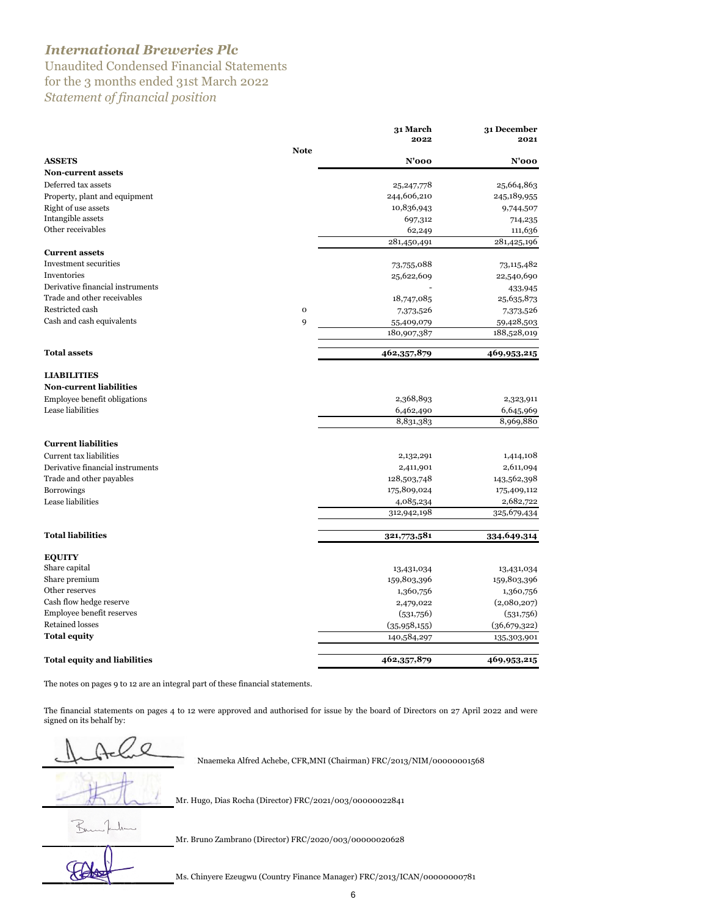# *International Breweries Plc*

Unaudited Condensed Financial Statements
for the 3 months ended 31st March 2022

*Statement of financial position*

| | Note | 31 March 2022 | 31 December 2021 |
|---|---|---|---|
| **ASSETS** | | **N'000** | **N'000** |
| **Non-current assets** | | | |
| Deferred tax assets | | 25,247,778 | 25,664,863 |
| Property, plant and equipment | | 244,606,210 | 245,189,955 |
| Right of use assets | | 10,836,943 | 9,744,507 |
| Intangible assets | | 697,312 | 714,235 |
| Other receivables | | 62,249 | 111,636 |
| | | 281,450,491 | 281,425,196 |
| **Current assets** | | | |
| Investment securities | | 73,755,088 | 73,115,482 |
| Inventories | | 25,622,609 | 22,540,690 |
| Derivative financial instruments | | - | 433,945 |
| Trade and other receivables | | 18,747,085 | 25,635,873 |
| Restricted cash | 0 | 7,373,526 | 7,373,526 |
| Cash and cash equivalents | 9 | 55,409,079 | 59,428,503 |
| | | 180,907,387 | 188,528,019 |
| **Total assets** | | **462,357,879** | **469,953,215** |
| **LIABILITIES** | | | |
| **Non-current liabilities** | | | |
| Employee benefit obligations | | 2,368,893 | 2,323,911 |
| Lease liabilities | | 6,462,490 | 6,645,969 |
| | | 8,831,383 | 8,969,880 |
| **Current liabilities** | | | |
| Current tax liabilities | | 2,132,291 | 1,414,108 |
| Derivative financial instruments | | 2,411,901 | 2,611,094 |
| Trade and other payables | | 128,503,748 | 143,562,398 |
| Borrowings | | 175,809,024 | 175,409,112 |
| Lease liabilities | | 4,085,234 | 2,682,722 |
| | | 312,942,198 | 325,679,434 |
| **Total liabilities** | | **321,773,581** | **334,649,314** |
| **EQUITY** | | | |
| Share capital | | 13,431,034 | 13,431,034 |
| Share premium | | 159,803,396 | 159,803,396 |
| Other reserves | | 1,360,756 | 1,360,756 |
| Cash flow hedge reserve | | 2,479,022 | (2,080,207) |
| Employee benefit reserves | | (531,756) | (531,756) |
| Retained losses | | (35,958,155) | (36,679,322) |
| **Total equity** | | 140,584,297 | 135,303,901 |
| **Total equity and liabilities** | | **462,357,879** | **469,953,215** |

The notes on pages 9 to 12 are an integral part of these financial statements.

The financial statements on pages 4 to 12 were approved and authorised for issue by the board of Directors on 27 April 2022 and were signed on its behalf by:

Nnaemeka Alfred Achebe, CFR,MNI (Chairman) FRC/2013/NIM/00000001568

Mr. Hugo, Dias Rocha (Director) FRC/2021/003/00000022841

Mr. Bruno Zambrano (Director) FRC/2020/003/00000020628

Ms. Chinyere Ezeugwu (Country Finance Manager) FRC/2013/ICAN/00000000781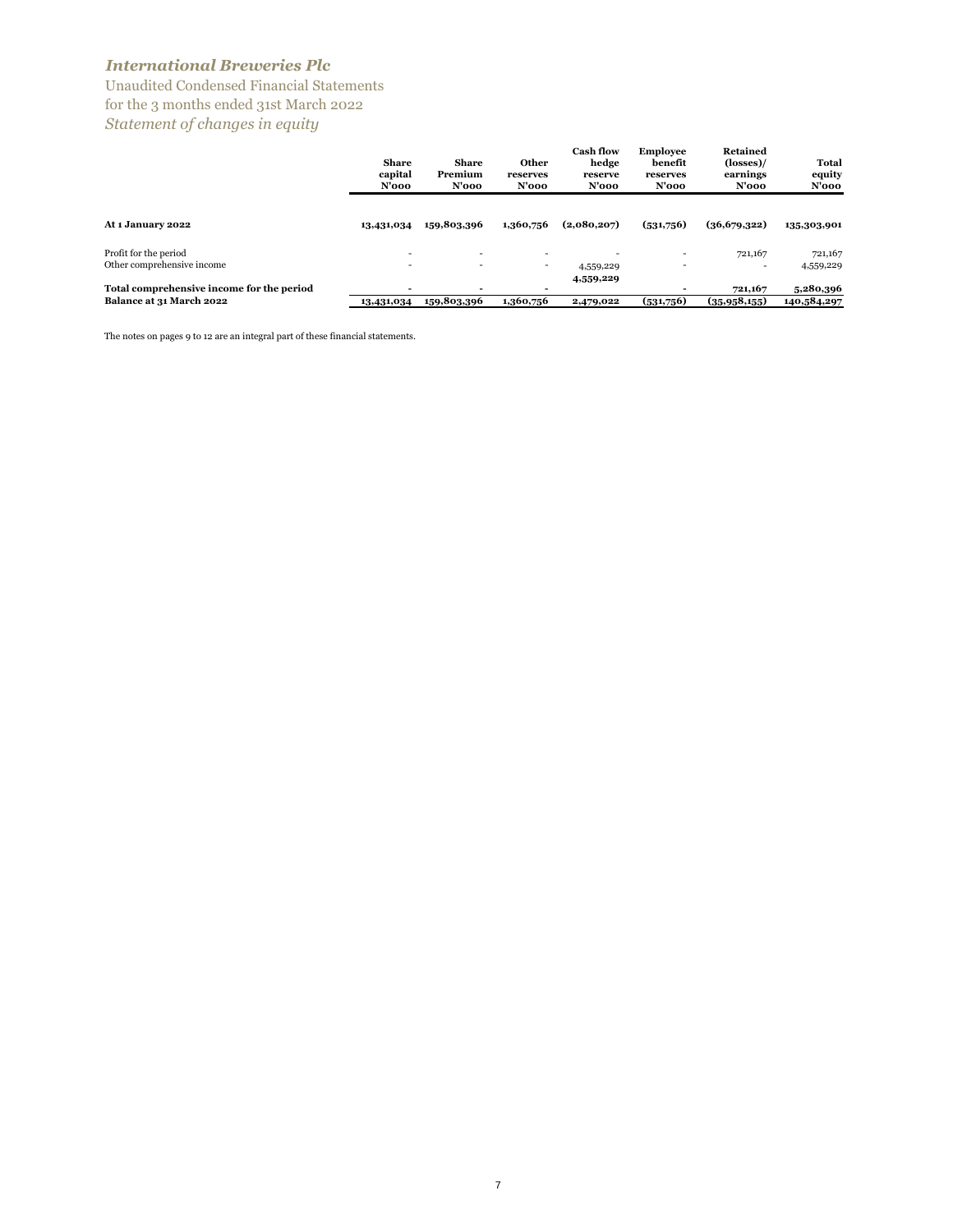# *International Breweries Plc*

Unaudited Condensed Financial Statements
for the 3 months ended 31st March 2022
*Statement of changes in equity*

| | Share capital N'000 | Share Premium N'000 | Other reserves N'000 | Cash flow hedge reserve N'000 | Employee benefit reserves N'000 | Retained (losses)/ earnings N'000 | Total equity N'000 |
|---|---|---|---|---|---|---|---|
| **At 1 January 2022** | **13,431,034** | **159,803,396** | **1,360,756** | **(2,080,207)** | **(531,756)** | **(36,679,322)** | **135,303,901** |
| Profit for the period | - | - | - | - | - | 721,167 | 721,167 |
| Other comprehensive income | - | - | - | 4,559,229 | - | - | 4,559,229 |
| **Total comprehensive income for the period** | **-** | **-** | **-** | **4,559,229** | **-** | **721,167** | **5,280,396** |
| **Balance at 31 March 2022** | **13,431,034** | **159,803,396** | **1,360,756** | **2,479,022** | **(531,756)** | **(35,958,155)** | **140,584,297** |

The notes on pages 9 to 12 are an integral part of these financial statements.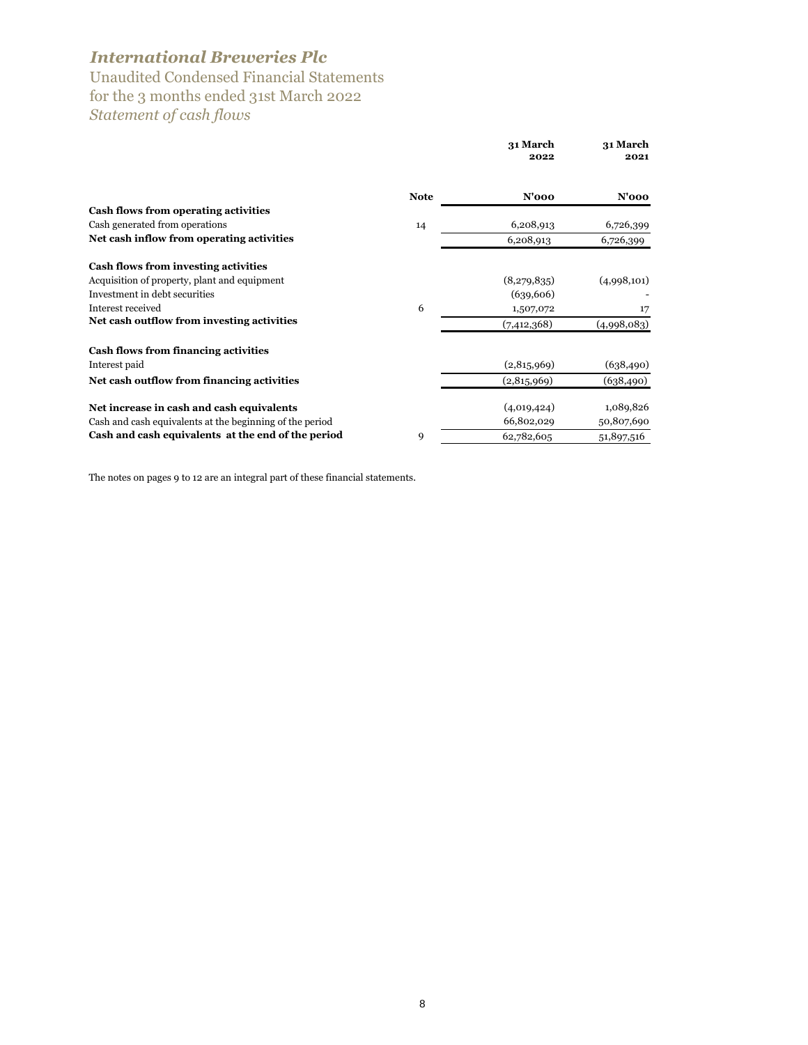# *International Breweries Plc*

Unaudited Condensed Financial Statements
for the 3 months ended 31st March 2022
*Statement of cash flows*

| | Note | 31 March 2022 | 31 March 2021 |
|---|---|---|---|
| | | **N'000** | **N'000** |
| **Cash flows from operating activities** | | | |
| Cash generated from operations | 14 | 6,208,913 | 6,726,399 |
| **Net cash inflow from operating activities** | | 6,208,913 | 6,726,399 |
| | | | |
| **Cash flows from investing activities** | | | |
| Acquisition of property, plant and equipment | | (8,279,835) | (4,998,101) |
| Investment in debt securities | | (639,606) | - |
| Interest received | 6 | 1,507,072 | 17 |
| **Net cash outflow from investing activities** | | (7,412,368) | (4,998,083) |
| | | | |
| **Cash flows from financing activities** | | | |
| Interest paid | | (2,815,969) | (638,490) |
| **Net cash outflow from financing activities** | | (2,815,969) | (638,490) |
| | | | |
| **Net increase in cash and cash equivalents** | | (4,019,424) | 1,089,826 |
| Cash and cash equivalents at the beginning of the period | | 66,802,029 | 50,807,690 |
| **Cash and cash equivalents at the end of the period** | 9 | 62,782,605 | 51,897,516 |

The notes on pages 9 to 12 are an integral part of these financial statements.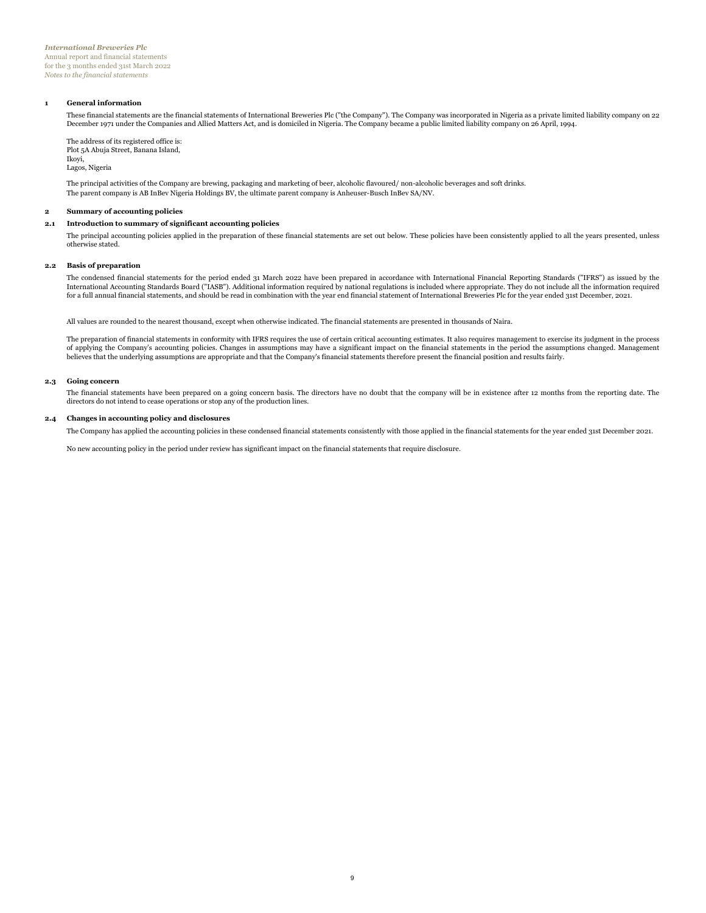## 1 General information

These financial statements are the financial statements of International Breweries Plc ("the Company"). The Company was incorporated in Nigeria as a private limited liability company on 22 December 1971 under the Companies and Allied Matters Act, and is domiciled in Nigeria. The Company became a public limited liability company on 26 April, 1994.

The address of its registered office is:
Plot 5A Abuja Street, Banana Island,
Ikoyi,
Lagos, Nigeria

The principal activities of the Company are brewing, packaging and marketing of beer, alcoholic flavoured/ non-alcoholic beverages and soft drinks.
The parent company is AB InBev Nigeria Holdings BV, the ultimate parent company is Anheuser-Busch InBev SA/NV.

## 2 Summary of accounting policies

### 2.1 Introduction to summary of significant accounting policies

The principal accounting policies applied in the preparation of these financial statements are set out below. These policies have been consistently applied to all the years presented, unless otherwise stated.

### 2.2 Basis of preparation

The condensed financial statements for the period ended 31 March 2022 have been prepared in accordance with International Financial Reporting Standards ("IFRS") as issued by the International Accounting Standards Board ("IASB"). Additional information required by national regulations is included where appropriate. They do not include all the information required for a full annual financial statements, and should be read in combination with the year end financial statement of International Breweries Plc for the year ended 31st December, 2021.

All values are rounded to the nearest thousand, except when otherwise indicated. The financial statements are presented in thousands of Naira.

The preparation of financial statements in conformity with IFRS requires the use of certain critical accounting estimates. It also requires management to exercise its judgment in the process of applying the Company's accounting policies. Changes in assumptions may have a significant impact on the financial statements in the period the assumptions changed. Management believes that the underlying assumptions are appropriate and that the Company's financial statements therefore present the financial position and results fairly.

### 2.3 Going concern

The financial statements have been prepared on a going concern basis. The directors have no doubt that the company will be in existence after 12 months from the reporting date. The directors do not intend to cease operations or stop any of the production lines.

### 2.4 Changes in accounting policy and disclosures

The Company has applied the accounting policies in these condensed financial statements consistently with those applied in the financial statements for the year ended 31st December 2021.

No new accounting policy in the period under review has significant impact on the financial statements that require disclosure.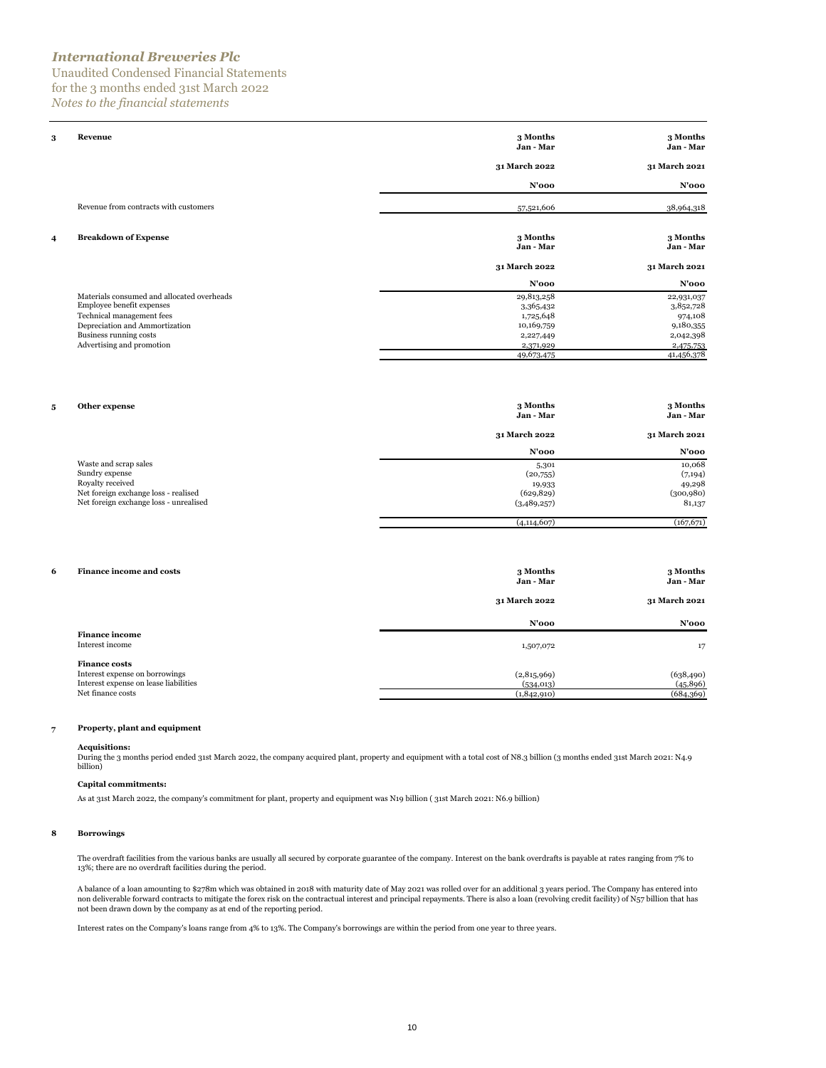*International Breweries Plc*

Unaudited Condensed Financial Statements
for the 3 months ended 31st March 2022
*Notes to the financial statements*

## 3 Revenue

| | 3 Months Jan - Mar 31 March 2022 | 3 Months Jan - Mar 31 March 2021 |
|---|---|---|
| | N'000 | N'000 |
| Revenue from contracts with customers | 57,521,606 | 38,964,318 |

## 4 Breakdown of Expense

| | 3 Months Jan - Mar 31 March 2022 | 3 Months Jan - Mar 31 March 2021 |
|---|---|---|
| | N'000 | N'000 |
| Materials consumed and allocated overheads | 29,813,258 | 22,931,037 |
| Employee benefit expenses | 3,365,432 | 3,852,728 |
| Technical management fees | 1,725,648 | 974,108 |
| Depreciation and Ammortization | 10,169,759 | 9,180,355 |
| Business running costs | 2,227,449 | 2,042,398 |
| Advertising and promotion | 2,371,929 | 2,475,753 |
| | 49,673,475 | 41,456,378 |

## 5 Other expense

| | 3 Months Jan - Mar 31 March 2022 | 3 Months Jan - Mar 31 March 2021 |
|---|---|---|
| | N'000 | N'000 |
| Waste and scrap sales | 5,301 | 10,068 |
| Sundry expense | (20,755) | (7,194) |
| Royalty received | 19,933 | 49,298 |
| Net foreign exchange loss - realised | (629,829) | (300,980) |
| Net foreign exchange loss - unrealised | (3,489,257) | 81,137 |
| | (4,114,607) | (167,671) |

## 6 Finance income and costs

| | 3 Months Jan - Mar 31 March 2022 | 3 Months Jan - Mar 31 March 2021 |
|---|---|---|
| | N'000 | N'000 |
| **Finance income** | | |
| Interest income | 1,507,072 | 17 |
| **Finance costs** | | |
| Interest expense on borrowings | (2,815,969) | (638,490) |
| Interest expense on lease liabilities | (534,013) | (45,896) |
| Net finance costs | (1,842,910) | (684,369) |

## 7 Property, plant and equipment

**Acquisitions:**

During the 3 months period ended 31st March 2022, the company acquired plant, property and equipment with a total cost of N8.3 billion (3 months ended 31st March 2021: N4.9 billion)

**Capital commitments:**

As at 31st March 2022, the company's commitment for plant, property and equipment was N19 billion ( 31st March 2021: N6.9 billion)

## 8 Borrowings

The overdraft facilities from the various banks are usually all secured by corporate guarantee of the company. Interest on the bank overdrafts is payable at rates ranging from 7% to 13%; there are no overdraft facilities during the period.

A balance of a loan amounting to $278m which was obtained in 2018 with maturity date of May 2021 was rolled over for an additional 3 years period. The Company has entered into non deliverable forward contracts to mitigate the forex risk on the contractual interest and principal repayments. There is also a loan (revolving credit facility) of N57 billion that has not been drawn down by the company as at end of the reporting period.

Interest rates on the Company's loans range from 4% to 13%. The Company's borrowings are within the period from one year to three years.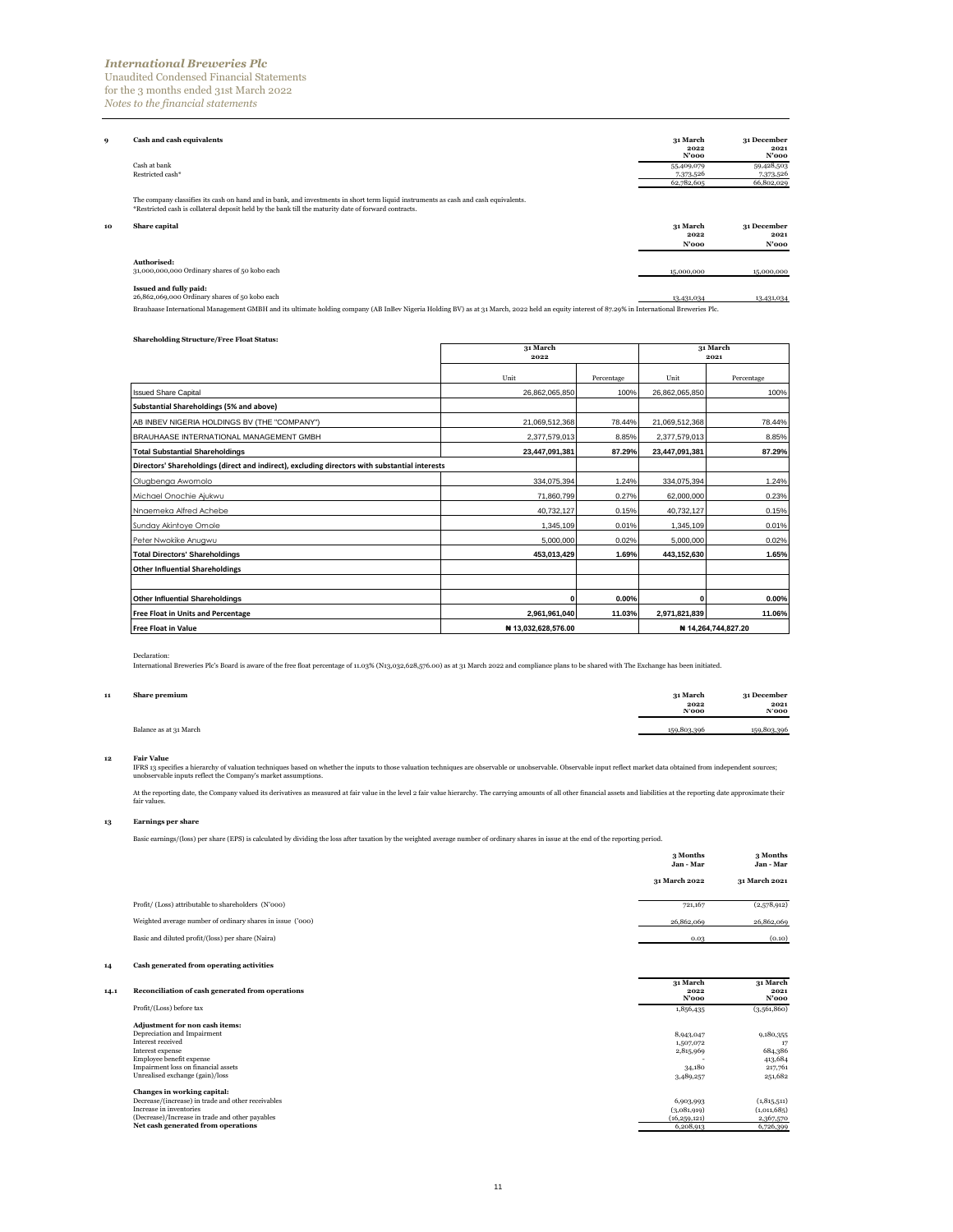*International Breweries Plc*
Unaudited Condensed Financial Statements
for the 3 months ended 31st March 2022
*Notes to the financial statements*

## 9 Cash and cash equivalents

| | 31 March 2022 N'000 | 31 December 2021 N'000 |
|---|---|---|
| Cash at bank | 55,409,079 | 59,428,503 |
| Restricted cash* | 7,373,526 | 7,373,526 |
| | 62,782,605 | 66,802,029 |

The company classifies its cash on hand and in bank, and investments in short term liquid instruments as cash and cash equivalents.
*Restricted cash is collateral deposit held by the bank till the maturity date of forward contracts.

## 10 Share capital

| | 31 March 2022 N'000 | 31 December 2021 N'000 |
|---|---|---|
| **Authorised:** | | |
| 31,000,000,000 Ordinary shares of 50 kobo each | 15,000,000 | 15,000,000 |
| **Issued and fully paid:** | | |
| 26,862,069,000 Ordinary shares of 50 kobo each | 13,431,034 | 13,431,034 |

Brauhaase International Management GMBH and its ultimate holding company (AB InBev Nigeria Holding BV) as at 31 March, 2022 held an equity interest of 87.29% in International Breweries Plc.

**Shareholding Structure/Free Float Status:**

| | 31 March 2022 | | 31 March 2021 | |
|---|---|---|---|---|
| | Unit | Percentage | Unit | Percentage |
| Issued Share Capital | 26,862,065,850 | 100% | 26,862,065,850 | 100% |
| **Substantial Shareholdings (5% and above)** | | | | |
| AB INBEV NIGERIA HOLDINGS BV (THE "COMPANY") | 21,069,512,368 | 78.44% | 21,069,512,368 | 78.44% |
| BRAUHAASE INTERNATIONAL MANAGEMENT GMBH | 2,377,579,013 | 8.85% | 2,377,579,013 | 8.85% |
| **Total Substantial Shareholdings** | **23,447,091,381** | **87.29%** | **23,447,091,381** | **87.29%** |
| **Directors' Shareholdings (direct and indirect), excluding directors with substantial interests** | | | | |
| Olugbenga Awomolo | 334,075,394 | 1.24% | 334,075,394 | 1.24% |
| Michael Onochie Ajukwu | 71,860,799 | 0.27% | 62,000,000 | 0.23% |
| Nnaemeka Alfred Achebe | 40,732,127 | 0.15% | 40,732,127 | 0.15% |
| Sunday Akintoye Omole | 1,345,109 | 0.01% | 1,345,109 | 0.01% |
| Peter Nwokike Anugwu | 5,000,000 | 0.02% | 5,000,000 | 0.02% |
| **Total Directors' Shareholdings** | **453,013,429** | **1.69%** | **443,152,630** | **1.65%** |
| **Other Influential Shareholdings** | | | | |
| | | | | |
| **Other Influential Shareholdings** | **0** | **0.00%** | **0** | **0.00%** |
| **Free Float in Units and Percentage** | **2,961,961,040** | **11.03%** | **2,971,821,839** | **11.06%** |
| **Free Float in Value** | **₦ 13,032,628,576.00** | | **₦ 14,264,744,827.20** | |

Declaration:
International Breweries Plc's Board is aware of the free float percentage of 11.03% (N13,032,628,576.00) as at 31 March 2022 and compliance plans to be shared with The Exchange has been initiated.

## 11 Share premium

| | 31 March 2022 N'000 | 31 December 2021 N'000 |
|---|---|---|
| Balance as at 31 March | 159,803,396 | 159,803,396 |

## 12 Fair Value

IFRS 13 specifies a hierarchy of valuation techniques based on whether the inputs to those valuation techniques are observable or unobservable. Observable input reflect market data obtained from independent sources; unobservable inputs reflect the Company's market assumptions.

At the reporting date, the Company valued its derivatives as measured at fair value in the level 2 fair value hierarchy. The carrying amounts of all other financial assets and liabilities at the reporting date approximate their fair values.

## 13 Earnings per share

Basic earnings/(loss) per share (EPS) is calculated by dividing the loss after taxation by the weighted average number of ordinary shares in issue at the end of the reporting period.

| | 3 Months Jan - Mar 31 March 2022 | 3 Months Jan - Mar 31 March 2021 |
|---|---|---|
| Profit/ (Loss) attributable to shareholders (N'000) | 721,167 | (2,578,912) |
| Weighted average number of ordinary shares in issue ('000) | 26,862,069 | 26,862,069 |
| Basic and diluted profit/(loss) per share (Naira) | 0.03 | (0.10) |

## 14 Cash generated from operating activities

### 14.1 Reconciliation of cash generated from operations

| | 31 March 2022 N'000 | 31 March 2021 N'000 |
|---|---|---|
| Profit/(Loss) before tax | 1,856,435 | (3,561,860) |
| **Adjustment for non cash items:** | | |
| Depreciation and Impairment | 8,943,047 | 9,180,355 |
| Interest received | 1,507,072 | 17 |
| Interest expense | 2,815,969 | 684,386 |
| Employee benefit expense | - | 413,684 |
| Impairment loss on financial assets | 34,180 | 217,761 |
| Unrealised exchange (gain)/loss | 3,489,257 | 251,682 |
| **Changes in working capital:** | | |
| Decrease/(increase) in trade and other receivables | 6,903,993 | (1,815,511) |
| Increase in inventories | (3,081,919) | (1,011,685) |
| (Decrease)/Increase in trade and other payables | (16,259,121) | 2,367,570 |
| **Net cash generated from operations** | 6,208,913 | 6,726,399 |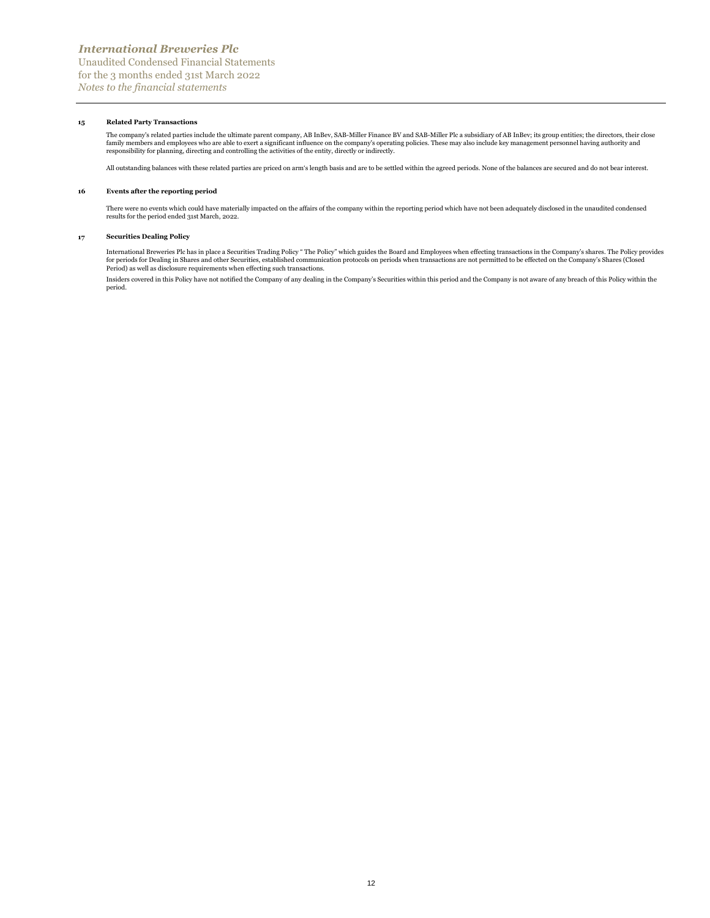**15 Related Party Transactions**

The company's related parties include the ultimate parent company, AB InBev, SAB-Miller Finance BV and SAB-Miller Plc a subsidiary of AB InBev; its group entities; the directors, their close family members and employees who are able to exert a significant influence on the company's operating policies. These may also include key management personnel having authority and responsibility for planning, directing and controlling the activities of the entity, directly or indirectly.

All outstanding balances with these related parties are priced on arm's length basis and are to be settled within the agreed periods. None of the balances are secured and do not bear interest.

**16 Events after the reporting period**

There were no events which could have materially impacted on the affairs of the company within the reporting period which have not been adequately disclosed in the unaudited condensed results for the period ended 31st March, 2022.

**17 Securities Dealing Policy**

International Breweries Plc has in place a Securities Trading Policy " The Policy" which guides the Board and Employees when effecting transactions in the Company's shares. The Policy provides for periods for Dealing in Shares and other Securities, established communication protocols on periods when transactions are not permitted to be effected on the Company's Shares (Closed Period) as well as disclosure requirements when effecting such transactions.

Insiders covered in this Policy have not notified the Company of any dealing in the Company's Securities within this period and the Company is not aware of any breach of this Policy within the period.